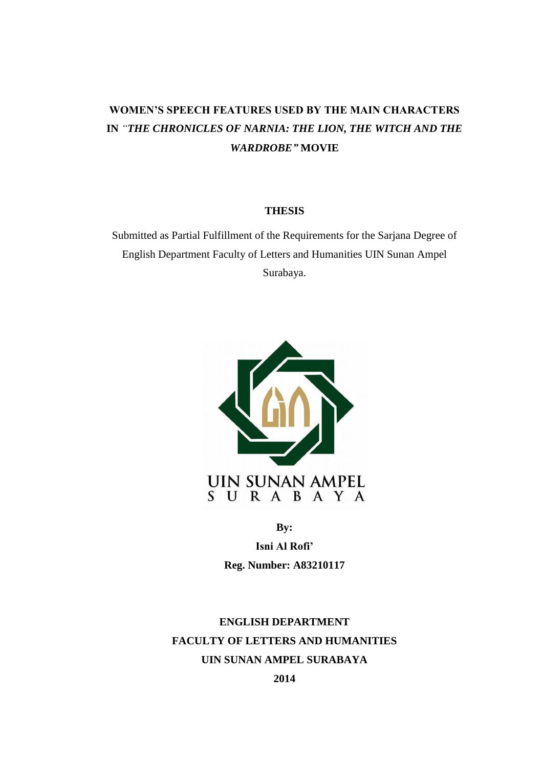# WOMEN'S SPEECH FEATURES USED BY THE MAIN CHARACTERS IN *"THE CHRONICLES OF NARNIA: THE LION, THE WITCH AND THE WARDROBE"* MOVIE

**THESIS**

Submitted as Partial Fulfillment of the Requirements for the Sarjana Degree of English Department Faculty of Letters and Humanities UIN Sunan Ampel Surabaya.

UIN SUNAN AMPEL
S U R A B A Y A

**By:**

**Isni Al Rofi'**

**Reg. Number: A83210117**

**ENGLISH DEPARTMENT**
**FACULTY OF LETTERS AND HUMANITIES**
**UIN SUNAN AMPEL SURABAYA**
**2014**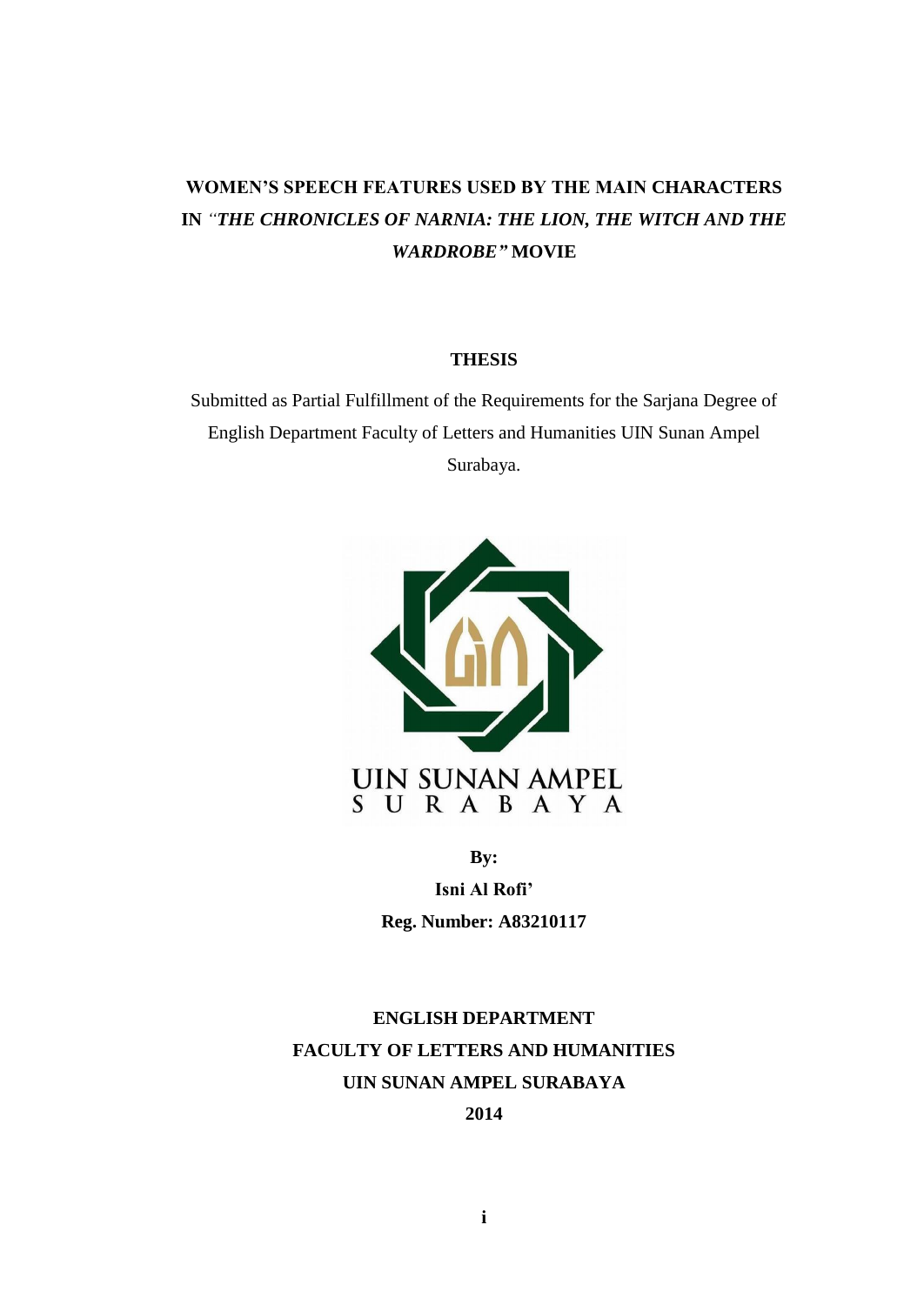# WOMEN'S SPEECH FEATURES USED BY THE MAIN CHARACTERS IN *"THE CHRONICLES OF NARNIA: THE LION, THE WITCH AND THE WARDROBE"* MOVIE

**THESIS**

Submitted as Partial Fulfillment of the Requirements for the Sarjana Degree of English Department Faculty of Letters and Humanities UIN Sunan Ampel Surabaya.

UIN SUNAN AMPEL
S U R A B A Y A

**By:**

**Isni Al Rofi'**

**Reg. Number: A83210117**

**ENGLISH DEPARTMENT**
**FACULTY OF LETTERS AND HUMANITIES**
**UIN SUNAN AMPEL SURABAYA**
**2014**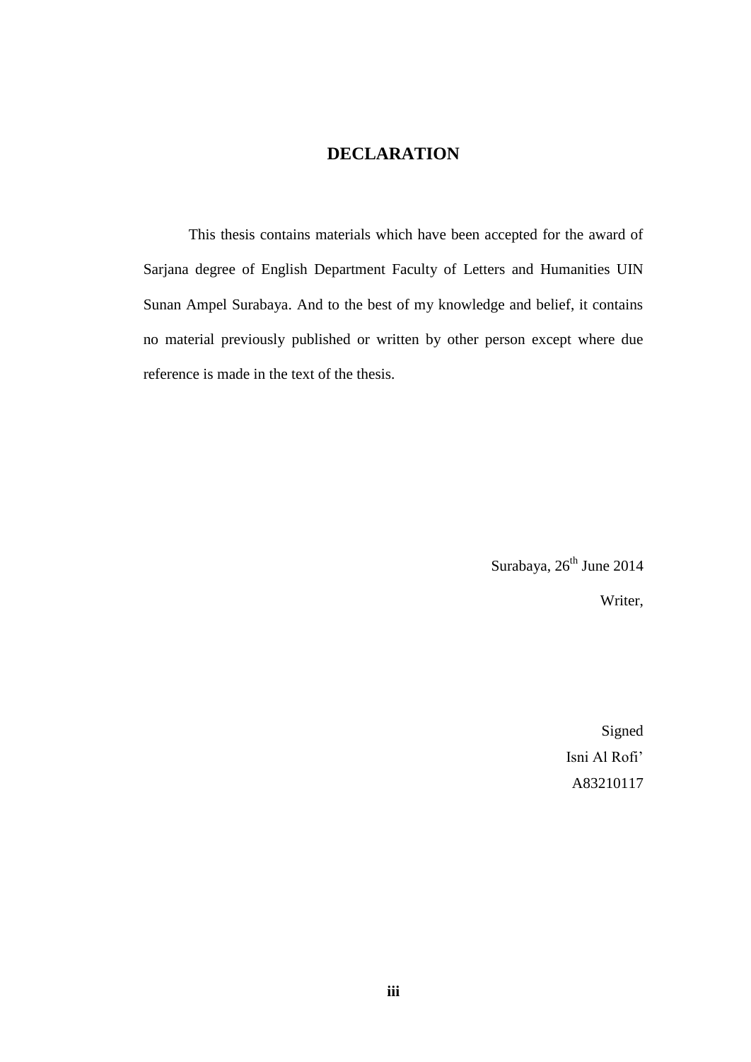# DECLARATION

This thesis contains materials which have been accepted for the award of Sarjana degree of English Department Faculty of Letters and Humanities UIN Sunan Ampel Surabaya. And to the best of my knowledge and belief, it contains no material previously published or written by other person except where due reference is made in the text of the thesis.

Surabaya, 26th June 2014

Writer,

Signed

Isni Al Rofi'

A83210117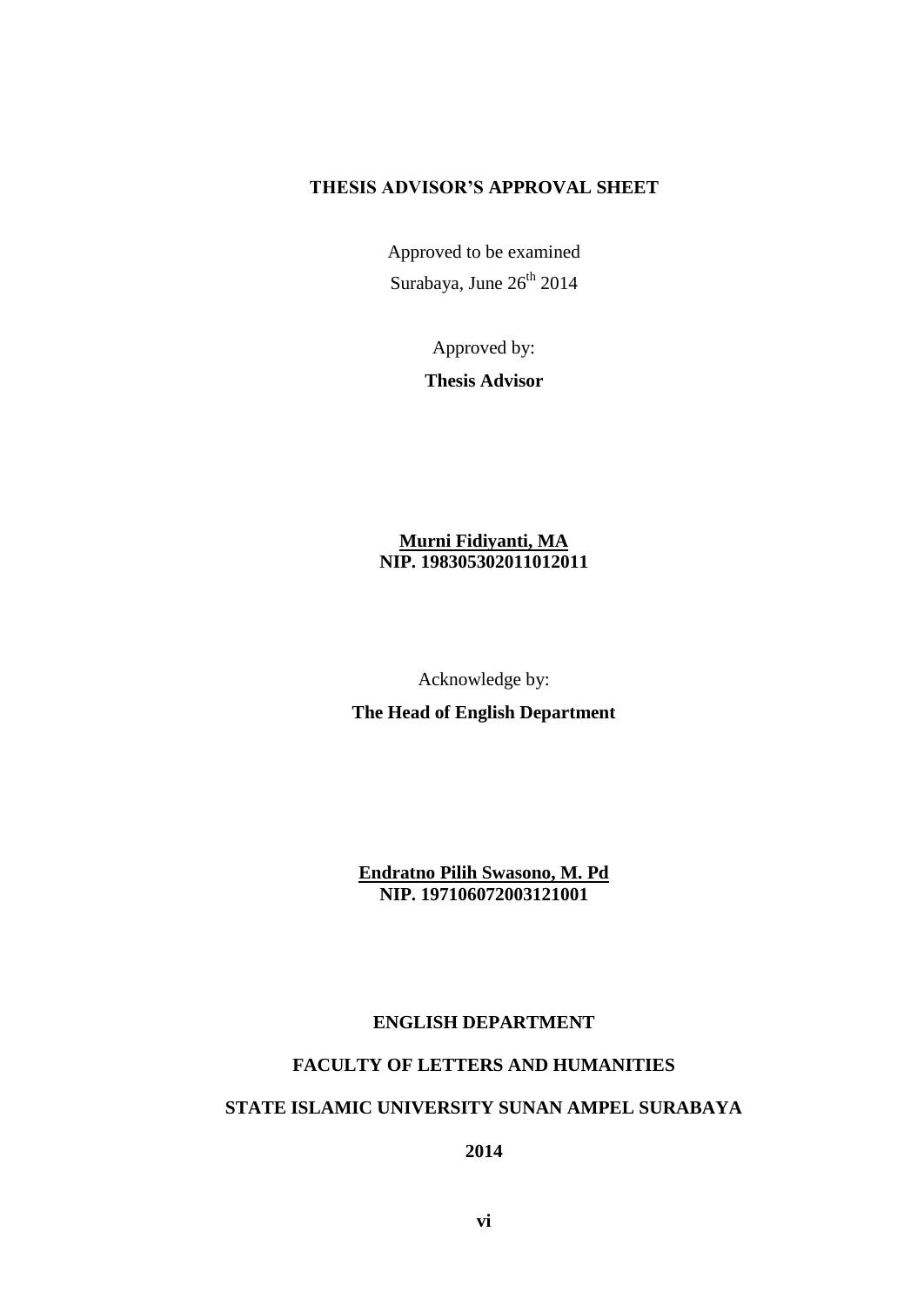# THESIS ADVISOR'S APPROVAL SHEET

Approved to be examined

Surabaya, June 26th 2014

Approved by:

**Thesis Advisor**

**Murni Fidiyanti, MA**
**NIP. 198305302011012011**

Acknowledge by:

**The Head of English Department**

**Endratno Pilih Swasono, M. Pd**
**NIP. 197106072003121001**

**ENGLISH DEPARTMENT**

**FACULTY OF LETTERS AND HUMANITIES**

**STATE ISLAMIC UNIVERSITY SUNAN AMPEL SURABAYA**

**2014**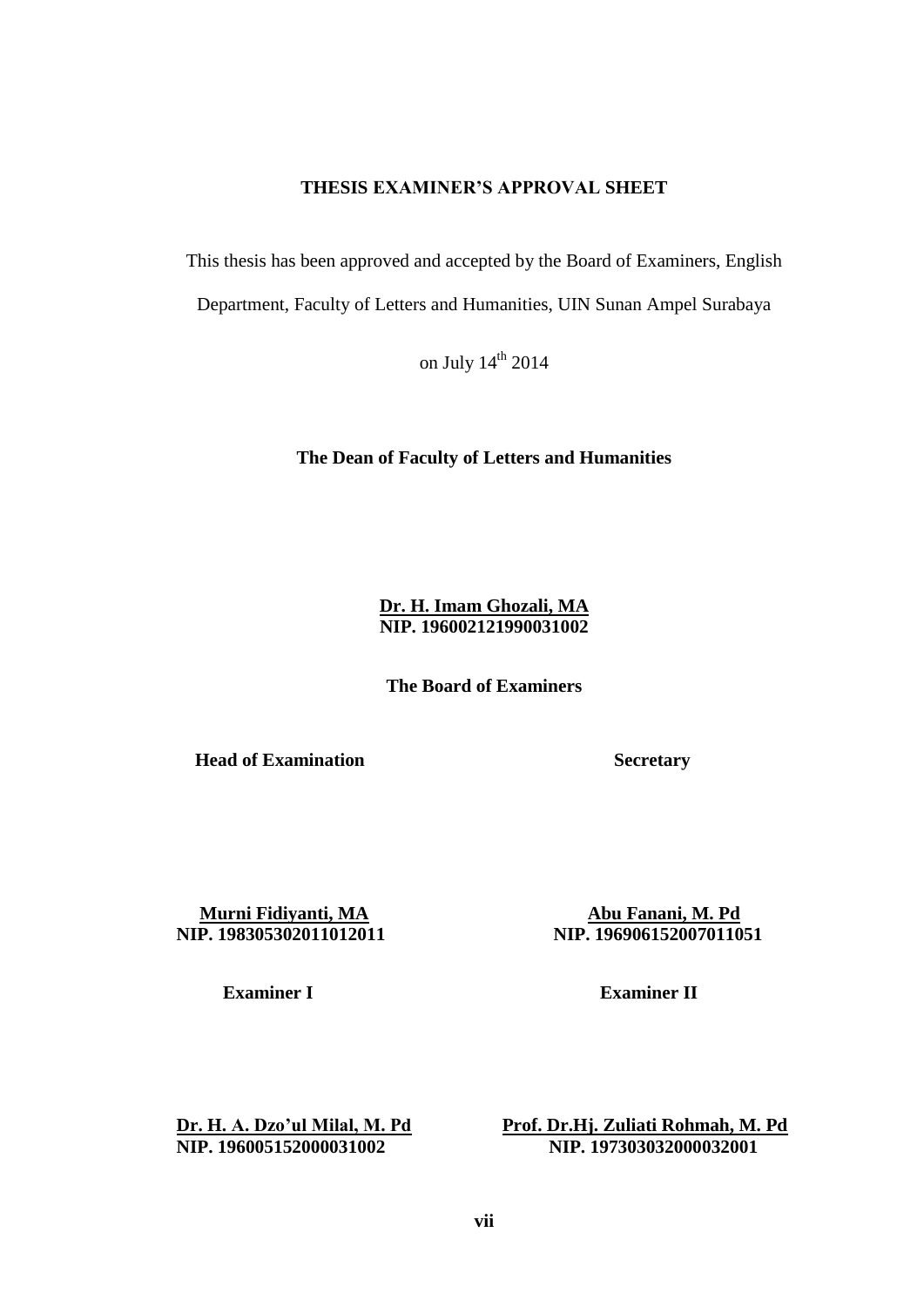**THESIS EXAMINER'S APPROVAL SHEET**

This thesis has been approved and accepted by the Board of Examiners, English Department, Faculty of Letters and Humanities, UIN Sunan Ampel Surabaya

on July 14th 2014

**The Dean of Faculty of Letters and Humanities**

**Dr. H. Imam Ghozali, MA**
**NIP. 196002121990031002**

**The Board of Examiners**

**Head of Examination**

**Murni Fidiyanti, MA**
**NIP. 198305302011012011**

**Secretary**

**Abu Fanani, M. Pd**
**NIP. 196906152007011051**

**Examiner I**

**Dr. H. A. Dzo'ul Milal, M. Pd**
**NIP. 196005152000031002**

**Examiner II**

**Prof. Dr.Hj. Zuliati Rohmah, M. Pd**
**NIP. 197303032000032001**